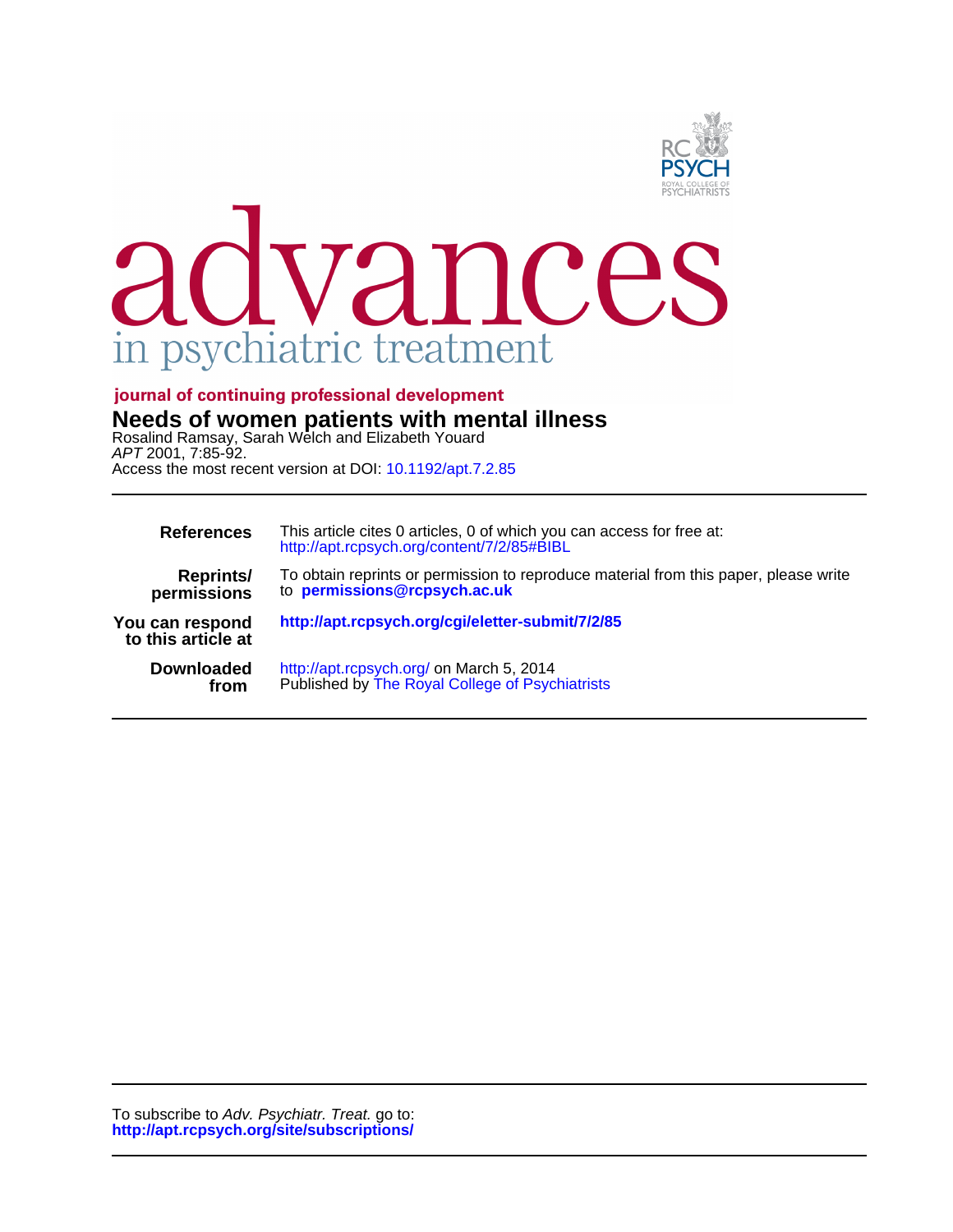advances in psychiatric treatment

journal of continuing professional development

# Needs of women patients with mental illness

Rosalind Ramsay, Sarah Welch and Elizabeth Youard

*APT* 2001, 7:85-92.

Access the most recent version at DOI: 10.1192/apt.7.2.85

| | |
|---|---|
| **References** | This article cites 0 articles, 0 of which you can access for free at: http://apt.rcpsych.org/content/7/2/85#BIBL |
| **Reprints/ permissions** | To obtain reprints or permission to reproduce material from this paper, please write to **permissions@rcpsych.ac.uk** |
| **You can respond to this article at** | **http://apt.rcpsych.org/cgi/eletter-submit/7/2/85** |
| **Downloaded from** | http://apt.rcpsych.org/ on March 5, 2014 Published by The Royal College of Psychiatrists |

To subscribe to *Adv. Psychiatr. Treat.* go to:
**http://apt.rcpsych.org/site/subscriptions/**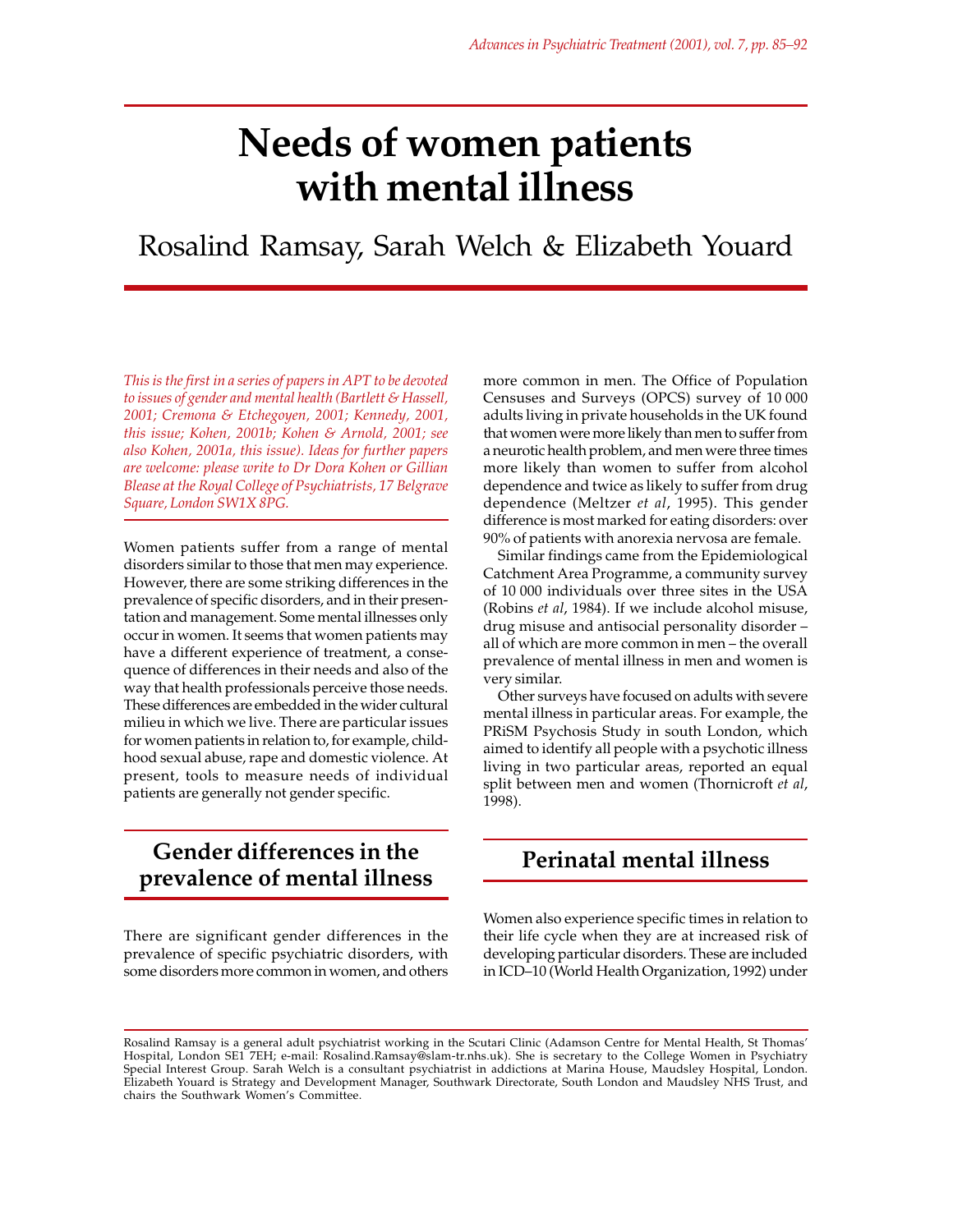# Needs of women patients with mental illness

Rosalind Ramsay, Sarah Welch & Elizabeth Youard

*This is the first in a series of papers in APT to be devoted to issues of gender and mental health (Bartlett & Hassell, 2001; Cremona & Etchegoyen, 2001; Kennedy, 2001, this issue; Kohen, 2001b; Kohen & Arnold, 2001; see also Kohen, 2001a, this issue). Ideas for further papers are welcome: please write to Dr Dora Kohen or Gillian Blease at the Royal College of Psychiatrists, 17 Belgrave Square, London SW1X 8PG.*

Women patients suffer from a range of mental disorders similar to those that men may experience. However, there are some striking differences in the prevalence of specific disorders, and in their presentation and management. Some mental illnesses only occur in women. It seems that women patients may have a different experience of treatment, a consequence of differences in their needs and also of the way that health professionals perceive those needs. These differences are embedded in the wider cultural milieu in which we live. There are particular issues for women patients in relation to, for example, childhood sexual abuse, rape and domestic violence. At present, tools to measure needs of individual patients are generally not gender specific.

## Gender differences in the prevalence of mental illness

There are significant gender differences in the prevalence of specific psychiatric disorders, with some disorders more common in women, and others more common in men. The Office of Population Censuses and Surveys (OPCS) survey of 10 000 adults living in private households in the UK found that women were more likely than men to suffer from a neurotic health problem, and men were three times more likely than women to suffer from alcohol dependence and twice as likely to suffer from drug dependence (Meltzer *et al*, 1995). This gender difference is most marked for eating disorders: over 90% of patients with anorexia nervosa are female.

Similar findings came from the Epidemiological Catchment Area Programme, a community survey of 10 000 individuals over three sites in the USA (Robins *et al*, 1984). If we include alcohol misuse, drug misuse and antisocial personality disorder – all of which are more common in men – the overall prevalence of mental illness in men and women is very similar.

Other surveys have focused on adults with severe mental illness in particular areas. For example, the PRiSM Psychosis Study in south London, which aimed to identify all people with a psychotic illness living in two particular areas, reported an equal split between men and women (Thornicroft *et al*, 1998).

## Perinatal mental illness

Women also experience specific times in relation to their life cycle when they are at increased risk of developing particular disorders. These are included in ICD–10 (World Health Organization, 1992) under

Rosalind Ramsay is a general adult psychiatrist working in the Scutari Clinic (Adamson Centre for Mental Health, St Thomas' Hospital, London SE1 7EH; e-mail: Rosalind.Ramsay@slam-tr.nhs.uk). She is secretary to the College Women in Psychiatry Special Interest Group. Sarah Welch is a consultant psychiatrist in addictions at Marina House, Maudsley Hospital, London. Elizabeth Youard is Strategy and Development Manager, Southwark Directorate, South London and Maudsley NHS Trust, and chairs the Southwark Women's Committee.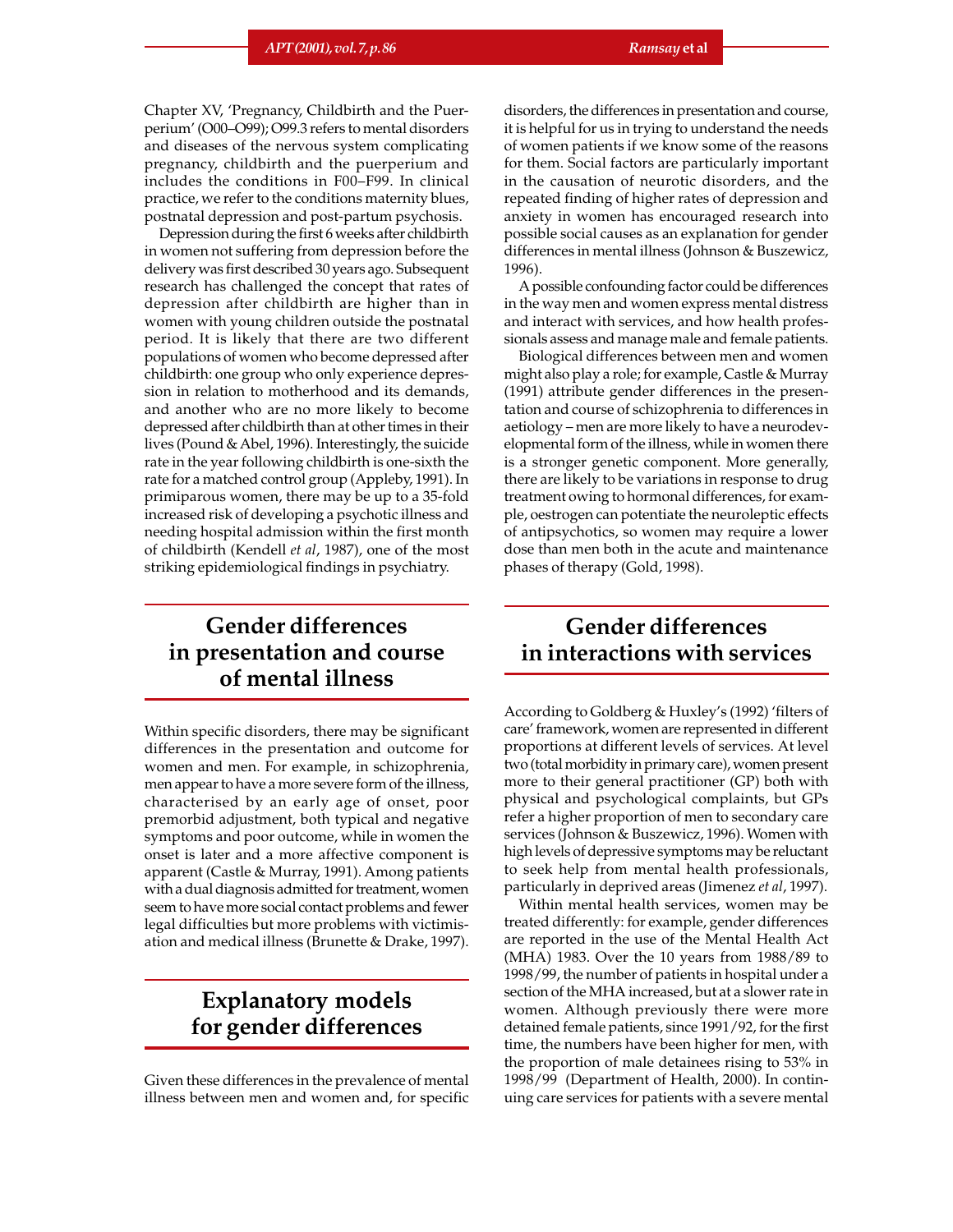Chapter XV, 'Pregnancy, Childbirth and the Puerperium' (O00–O99); O99.3 refers to mental disorders and diseases of the nervous system complicating pregnancy, childbirth and the puerperium and includes the conditions in F00–F99. In clinical practice, we refer to the conditions maternity blues, postnatal depression and post-partum psychosis.

Depression during the first 6 weeks after childbirth in women not suffering from depression before the delivery was first described 30 years ago. Subsequent research has challenged the concept that rates of depression after childbirth are higher than in women with young children outside the postnatal period. It is likely that there are two different populations of women who become depressed after childbirth: one group who only experience depression in relation to motherhood and its demands, and another who are no more likely to become depressed after childbirth than at other times in their lives (Pound & Abel, 1996). Interestingly, the suicide rate in the year following childbirth is one-sixth the rate for a matched control group (Appleby, 1991). In primiparous women, there may be up to a 35-fold increased risk of developing a psychotic illness and needing hospital admission within the first month of childbirth (Kendell *et al*, 1987), one of the most striking epidemiological findings in psychiatry.

## Gender differences in presentation and course of mental illness

Within specific disorders, there may be significant differences in the presentation and outcome for women and men. For example, in schizophrenia, men appear to have a more severe form of the illness, characterised by an early age of onset, poor premorbid adjustment, both typical and negative symptoms and poor outcome, while in women the onset is later and a more affective component is apparent (Castle & Murray, 1991). Among patients with a dual diagnosis admitted for treatment, women seem to have more social contact problems and fewer legal difficulties but more problems with victimisation and medical illness (Brunette & Drake, 1997).

## Explanatory models for gender differences

Given these differences in the prevalence of mental illness between men and women and, for specific disorders, the differences in presentation and course, it is helpful for us in trying to understand the needs of women patients if we know some of the reasons for them. Social factors are particularly important in the causation of neurotic disorders, and the repeated finding of higher rates of depression and anxiety in women has encouraged research into possible social causes as an explanation for gender differences in mental illness (Johnson & Buszewicz, 1996).

A possible confounding factor could be differences in the way men and women express mental distress and interact with services, and how health professionals assess and manage male and female patients.

Biological differences between men and women might also play a role; for example, Castle & Murray (1991) attribute gender differences in the presentation and course of schizophrenia to differences in aetiology – men are more likely to have a neurodevelopmental form of the illness, while in women there is a stronger genetic component. More generally, there are likely to be variations in response to drug treatment owing to hormonal differences, for example, oestrogen can potentiate the neuroleptic effects of antipsychotics, so women may require a lower dose than men both in the acute and maintenance phases of therapy (Gold, 1998).

## Gender differences in interactions with services

According to Goldberg & Huxley's (1992) 'filters of care' framework, women are represented in different proportions at different levels of services. At level two (total morbidity in primary care), women present more to their general practitioner (GP) both with physical and psychological complaints, but GPs refer a higher proportion of men to secondary care services (Johnson & Buszewicz, 1996). Women with high levels of depressive symptoms may be reluctant to seek help from mental health professionals, particularly in deprived areas (Jimenez *et al*, 1997).

Within mental health services, women may be treated differently: for example, gender differences are reported in the use of the Mental Health Act (MHA) 1983. Over the 10 years from 1988/89 to 1998/99, the number of patients in hospital under a section of the MHA increased, but at a slower rate in women. Although previously there were more detained female patients, since 1991/92, for the first time, the numbers have been higher for men, with the proportion of male detainees rising to 53% in 1998/99 (Department of Health, 2000). In continuing care services for patients with a severe mental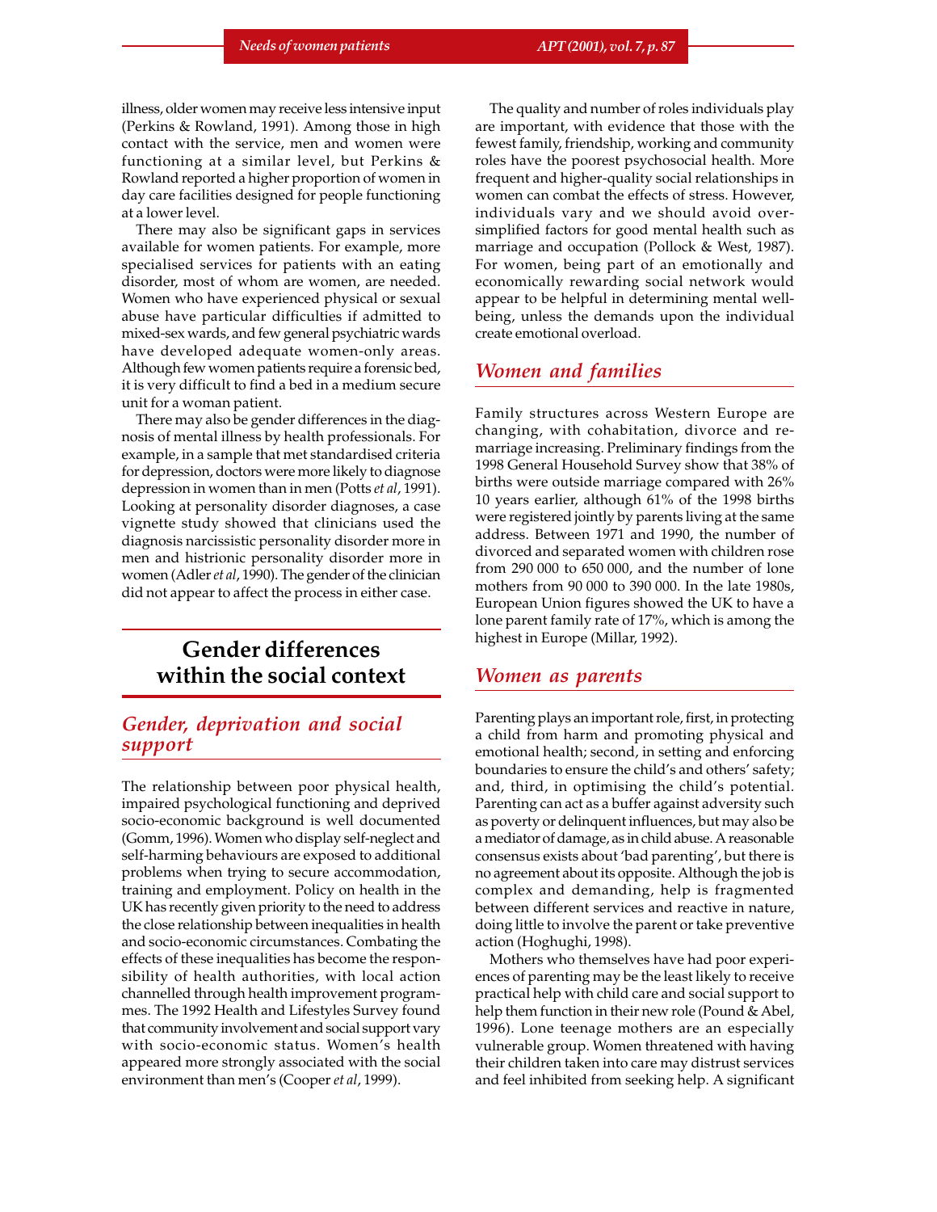illness, older women may receive less intensive input (Perkins & Rowland, 1991). Among those in high contact with the service, men and women were functioning at a similar level, but Perkins & Rowland reported a higher proportion of women in day care facilities designed for people functioning at a lower level.

There may also be significant gaps in services available for women patients. For example, more specialised services for patients with an eating disorder, most of whom are women, are needed. Women who have experienced physical or sexual abuse have particular difficulties if admitted to mixed-sex wards, and few general psychiatric wards have developed adequate women-only areas. Although few women patients require a forensic bed, it is very difficult to find a bed in a medium secure unit for a woman patient.

There may also be gender differences in the diagnosis of mental illness by health professionals. For example, in a sample that met standardised criteria for depression, doctors were more likely to diagnose depression in women than in men (Potts *et al*, 1991). Looking at personality disorder diagnoses, a case vignette study showed that clinicians used the diagnosis narcissistic personality disorder more in men and histrionic personality disorder more in women (Adler *et al*, 1990). The gender of the clinician did not appear to affect the process in either case.

## Gender differences within the social context

### *Gender, deprivation and social support*

The relationship between poor physical health, impaired psychological functioning and deprived socio-economic background is well documented (Gomm, 1996). Women who display self-neglect and self-harming behaviours are exposed to additional problems when trying to secure accommodation, training and employment. Policy on health in the UK has recently given priority to the need to address the close relationship between inequalities in health and socio-economic circumstances. Combating the effects of these inequalities has become the responsibility of health authorities, with local action channelled through health improvement programmes. The 1992 Health and Lifestyles Survey found that community involvement and social support vary with socio-economic status. Women's health appeared more strongly associated with the social environment than men's (Cooper *et al*, 1999).

The quality and number of roles individuals play are important, with evidence that those with the fewest family, friendship, working and community roles have the poorest psychosocial health. More frequent and higher-quality social relationships in women can combat the effects of stress. However, individuals vary and we should avoid over-simplified factors for good mental health such as marriage and occupation (Pollock & West, 1987). For women, being part of an emotionally and economically rewarding social network would appear to be helpful in determining mental well-being, unless the demands upon the individual create emotional overload.

### *Women and families*

Family structures across Western Europe are changing, with cohabitation, divorce and re-marriage increasing. Preliminary findings from the 1998 General Household Survey show that 38% of births were outside marriage compared with 26% 10 years earlier, although 61% of the 1998 births were registered jointly by parents living at the same address. Between 1971 and 1990, the number of divorced and separated women with children rose from 290 000 to 650 000, and the number of lone mothers from 90 000 to 390 000. In the late 1980s, European Union figures showed the UK to have a lone parent family rate of 17%, which is among the highest in Europe (Millar, 1992).

### *Women as parents*

Parenting plays an important role, first, in protecting a child from harm and promoting physical and emotional health; second, in setting and enforcing boundaries to ensure the child's and others' safety; and, third, in optimising the child's potential. Parenting can act as a buffer against adversity such as poverty or delinquent influences, but may also be a mediator of damage, as in child abuse. A reasonable consensus exists about 'bad parenting', but there is no agreement about its opposite. Although the job is complex and demanding, help is fragmented between different services and reactive in nature, doing little to involve the parent or take preventive action (Hoghughi, 1998).

Mothers who themselves have had poor experiences of parenting may be the least likely to receive practical help with child care and social support to help them function in their new role (Pound & Abel, 1996). Lone teenage mothers are an especially vulnerable group. Women threatened with having their children taken into care may distrust services and feel inhibited from seeking help. A significant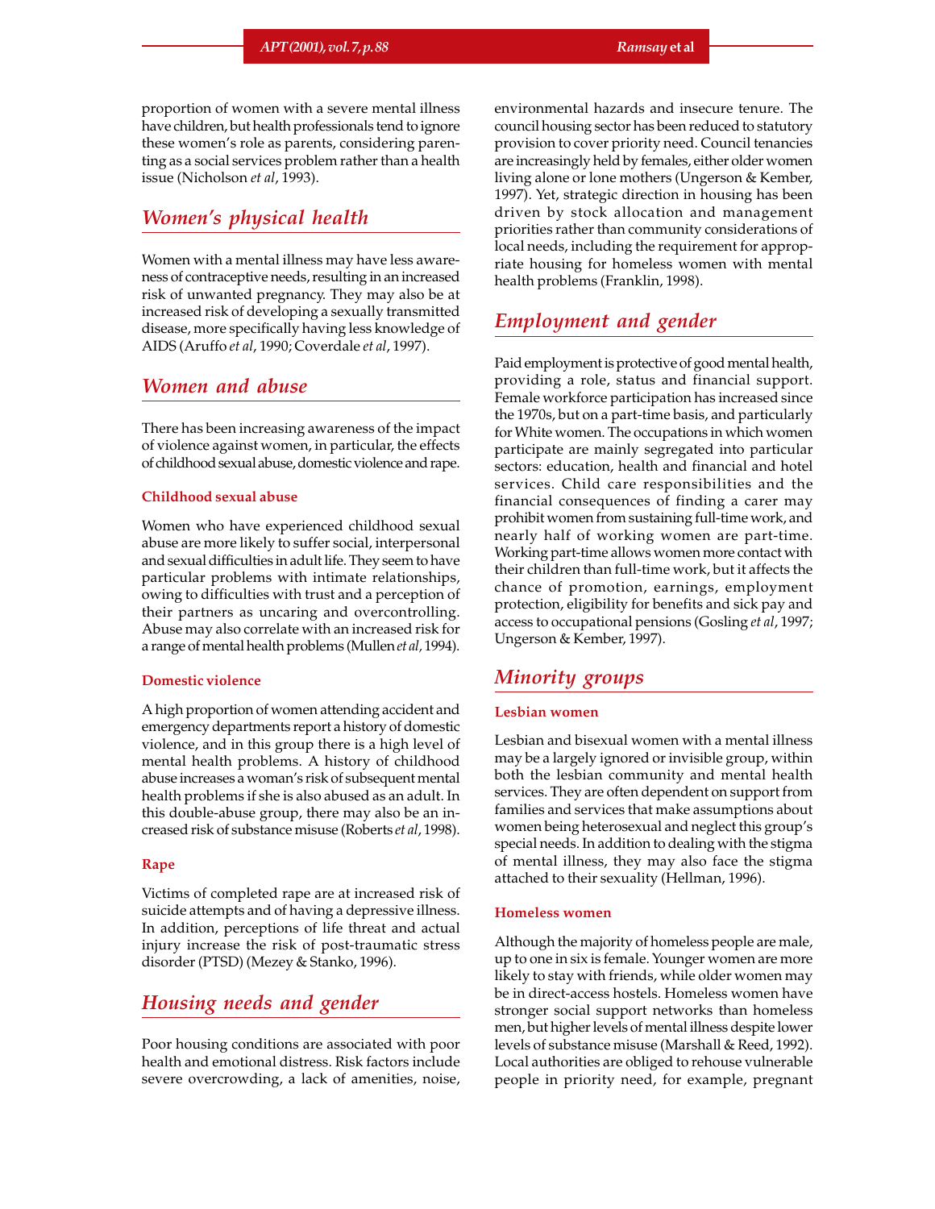proportion of women with a severe mental illness have children, but health professionals tend to ignore these women's role as parents, considering parenting as a social services problem rather than a health issue (Nicholson *et al*, 1993).

## Women's physical health

Women with a mental illness may have less awareness of contraceptive needs, resulting in an increased risk of unwanted pregnancy. They may also be at increased risk of developing a sexually transmitted disease, more specifically having less knowledge of AIDS (Aruffo *et al*, 1990; Coverdale *et al*, 1997).

## Women and abuse

There has been increasing awareness of the impact of violence against women, in particular, the effects of childhood sexual abuse, domestic violence and rape.

### Childhood sexual abuse

Women who have experienced childhood sexual abuse are more likely to suffer social, interpersonal and sexual difficulties in adult life. They seem to have particular problems with intimate relationships, owing to difficulties with trust and a perception of their partners as uncaring and overcontrolling. Abuse may also correlate with an increased risk for a range of mental health problems (Mullen *et al*, 1994).

### Domestic violence

A high proportion of women attending accident and emergency departments report a history of domestic violence, and in this group there is a high level of mental health problems. A history of childhood abuse increases a woman's risk of subsequent mental health problems if she is also abused as an adult. In this double-abuse group, there may also be an increased risk of substance misuse (Roberts *et al*, 1998).

### Rape

Victims of completed rape are at increased risk of suicide attempts and of having a depressive illness. In addition, perceptions of life threat and actual injury increase the risk of post-traumatic stress disorder (PTSD) (Mezey & Stanko, 1996).

## Housing needs and gender

Poor housing conditions are associated with poor health and emotional distress. Risk factors include severe overcrowding, a lack of amenities, noise, environmental hazards and insecure tenure. The council housing sector has been reduced to statutory provision to cover priority need. Council tenancies are increasingly held by females, either older women living alone or lone mothers (Ungerson & Kember, 1997). Yet, strategic direction in housing has been driven by stock allocation and management priorities rather than community considerations of local needs, including the requirement for appropriate housing for homeless women with mental health problems (Franklin, 1998).

## Employment and gender

Paid employment is protective of good mental health, providing a role, status and financial support. Female workforce participation has increased since the 1970s, but on a part-time basis, and particularly for White women. The occupations in which women participate are mainly segregated into particular sectors: education, health and financial and hotel services. Child care responsibilities and the financial consequences of finding a carer may prohibit women from sustaining full-time work, and nearly half of working women are part-time. Working part-time allows women more contact with their children than full-time work, but it affects the chance of promotion, earnings, employment protection, eligibility for benefits and sick pay and access to occupational pensions (Gosling *et al*, 1997; Ungerson & Kember, 1997).

## Minority groups

### Lesbian women

Lesbian and bisexual women with a mental illness may be a largely ignored or invisible group, within both the lesbian community and mental health services. They are often dependent on support from families and services that make assumptions about women being heterosexual and neglect this group's special needs. In addition to dealing with the stigma of mental illness, they may also face the stigma attached to their sexuality (Hellman, 1996).

### Homeless women

Although the majority of homeless people are male, up to one in six is female. Younger women are more likely to stay with friends, while older women may be in direct-access hostels. Homeless women have stronger social support networks than homeless men, but higher levels of mental illness despite lower levels of substance misuse (Marshall & Reed, 1992). Local authorities are obliged to rehouse vulnerable people in priority need, for example, pregnant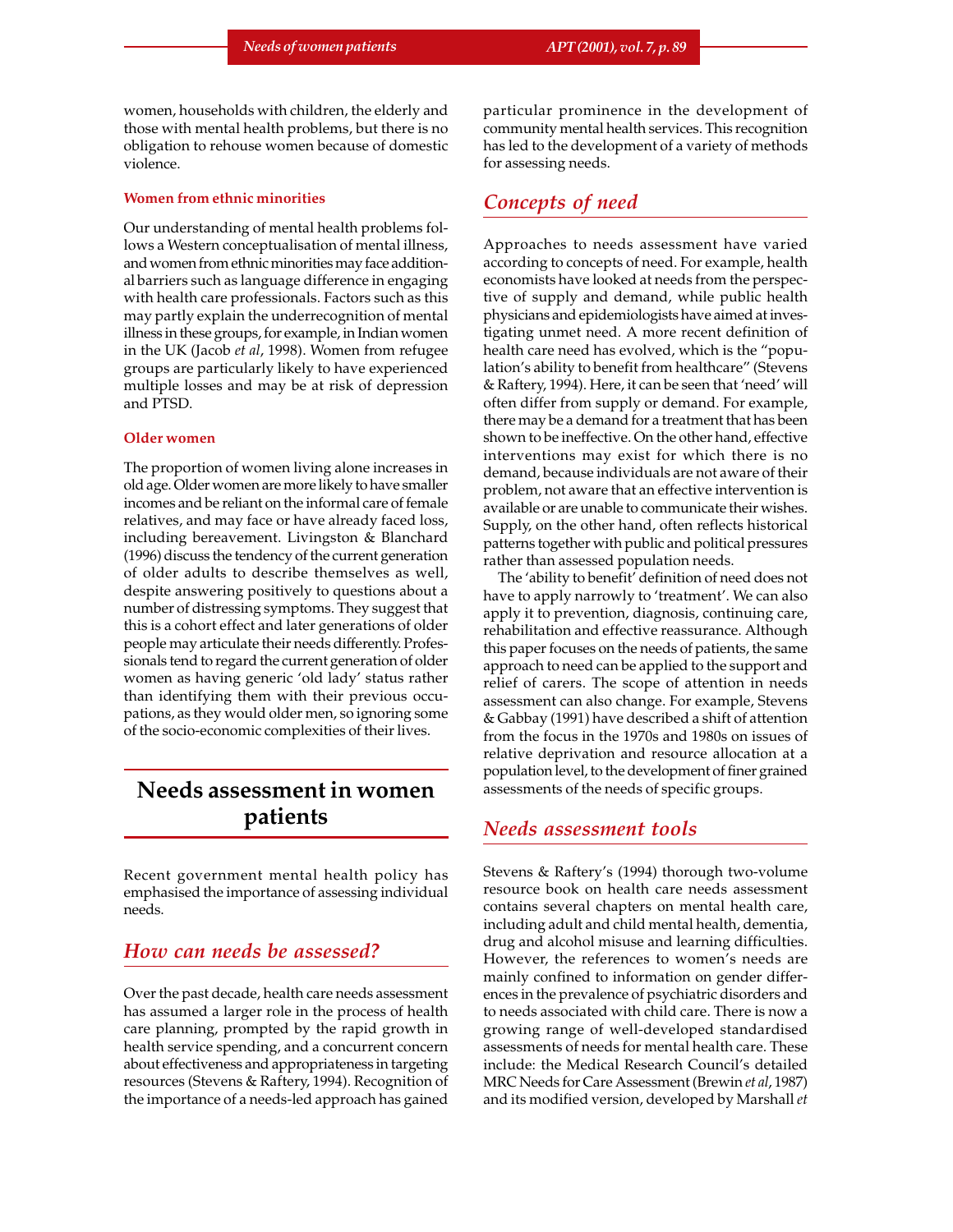women, households with children, the elderly and those with mental health problems, but there is no obligation to rehouse women because of domestic violence.

### Women from ethnic minorities

Our understanding of mental health problems follows a Western conceptualisation of mental illness, and women from ethnic minorities may face additional barriers such as language difference in engaging with health care professionals. Factors such as this may partly explain the underrecognition of mental illness in these groups, for example, in Indian women in the UK (Jacob *et al*, 1998). Women from refugee groups are particularly likely to have experienced multiple losses and may be at risk of depression and PTSD.

### Older women

The proportion of women living alone increases in old age. Older women are more likely to have smaller incomes and be reliant on the informal care of female relatives, and may face or have already faced loss, including bereavement. Livingston & Blanchard (1996) discuss the tendency of the current generation of older adults to describe themselves as well, despite answering positively to questions about a number of distressing symptoms. They suggest that this is a cohort effect and later generations of older people may articulate their needs differently. Professionals tend to regard the current generation of older women as having generic 'old lady' status rather than identifying them with their previous occupations, as they would older men, so ignoring some of the socio-economic complexities of their lives.

# Needs assessment in women patients

Recent government mental health policy has emphasised the importance of assessing individual needs.

## *How can needs be assessed?*

Over the past decade, health care needs assessment has assumed a larger role in the process of health care planning, prompted by the rapid growth in health service spending, and a concurrent concern about effectiveness and appropriateness in targeting resources (Stevens & Raftery, 1994). Recognition of the importance of a needs-led approach has gained particular prominence in the development of community mental health services. This recognition has led to the development of a variety of methods for assessing needs.

## *Concepts of need*

Approaches to needs assessment have varied according to concepts of need. For example, health economists have looked at needs from the perspective of supply and demand, while public health physicians and epidemiologists have aimed at investigating unmet need. A more recent definition of health care need has evolved, which is the "population's ability to benefit from healthcare" (Stevens & Raftery, 1994). Here, it can be seen that 'need' will often differ from supply or demand. For example, there may be a demand for a treatment that has been shown to be ineffective. On the other hand, effective interventions may exist for which there is no demand, because individuals are not aware of their problem, not aware that an effective intervention is available or are unable to communicate their wishes. Supply, on the other hand, often reflects historical patterns together with public and political pressures rather than assessed population needs.

The 'ability to benefit' definition of need does not have to apply narrowly to 'treatment'. We can also apply it to prevention, diagnosis, continuing care, rehabilitation and effective reassurance. Although this paper focuses on the needs of patients, the same approach to need can be applied to the support and relief of carers. The scope of attention in needs assessment can also change. For example, Stevens & Gabbay (1991) have described a shift of attention from the focus in the 1970s and 1980s on issues of relative deprivation and resource allocation at a population level, to the development of finer grained assessments of the needs of specific groups.

## *Needs assessment tools*

Stevens & Raftery's (1994) thorough two-volume resource book on health care needs assessment contains several chapters on mental health care, including adult and child mental health, dementia, drug and alcohol misuse and learning difficulties. However, the references to women's needs are mainly confined to information on gender differences in the prevalence of psychiatric disorders and to needs associated with child care. There is now a growing range of well-developed standardised assessments of needs for mental health care. These include: the Medical Research Council's detailed MRC Needs for Care Assessment (Brewin *et al*, 1987) and its modified version, developed by Marshall *et*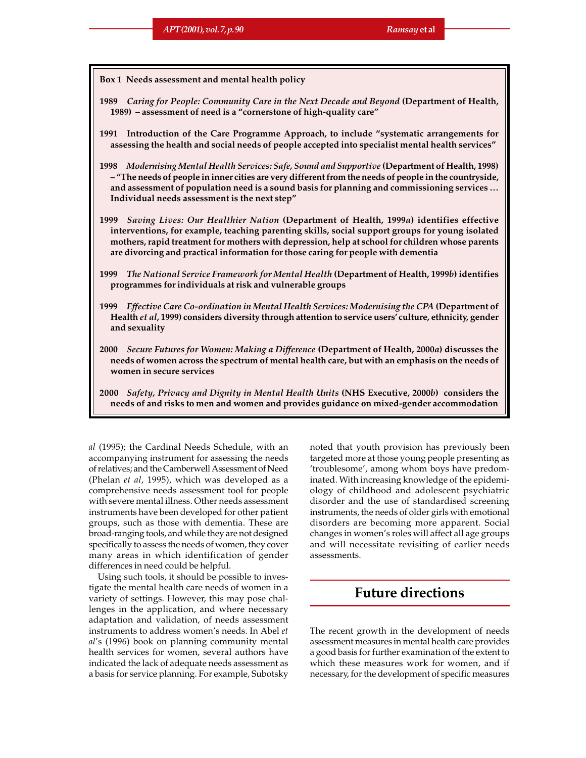**Box 1 Needs assessment and mental health policy**

**1989** ***Caring for People: Community Care in the Next Decade and Beyond*** **(Department of Health, 1989) – assessment of need is a "cornerstone of high-quality care"**

**1991 Introduction of the Care Programme Approach, to include "systematic arrangements for assessing the health and social needs of people accepted into specialist mental health services"**

**1998** ***Modernising Mental Health Services: Safe, Sound and Supportive*** **(Department of Health, 1998) – "The needs of people in inner cities are very different from the needs of people in the countryside, and assessment of population need is a sound basis for planning and commissioning services … Individual needs assessment is the next step"**

**1999** ***Saving Lives: Our Healthier Nation*** **(Department of Health, 1999*a*) identifies effective interventions, for example, teaching parenting skills, social support groups for young isolated mothers, rapid treatment for mothers with depression, help at school for children whose parents are divorcing and practical information for those caring for people with dementia**

**1999** ***The National Service Framework for Mental Health*** **(Department of Health, 1999*b*) identifies programmes for individuals at risk and vulnerable groups**

**1999** ***Effective Care Co-ordination in Mental Health Services: Modernising the CPA*** **(Department of Health *et al*, 1999) considers diversity through attention to service users' culture, ethnicity, gender and sexuality**

**2000** ***Secure Futures for Women: Making a Difference*** **(Department of Health, 2000*a*) discusses the needs of women across the spectrum of mental health care, but with an emphasis on the needs of women in secure services**

**2000** ***Safety, Privacy and Dignity in Mental Health Units*** **(NHS Executive, 2000*b*) considers the needs of and risks to men and women and provides guidance on mixed-gender accommodation**

*al* (1995); the Cardinal Needs Schedule, with an accompanying instrument for assessing the needs of relatives; and the Camberwell Assessment of Need (Phelan *et al*, 1995), which was developed as a comprehensive needs assessment tool for people with severe mental illness. Other needs assessment instruments have been developed for other patient groups, such as those with dementia. These are broad-ranging tools, and while they are not designed specifically to assess the needs of women, they cover many areas in which identification of gender differences in need could be helpful.

Using such tools, it should be possible to investigate the mental health care needs of women in a variety of settings. However, this may pose challenges in the application, and where necessary adaptation and validation, of needs assessment instruments to address women's needs. In Abel *et al*'s (1996) book on planning community mental health services for women, several authors have indicated the lack of adequate needs assessment as a basis for service planning. For example, Subotsky noted that youth provision has previously been targeted more at those young people presenting as 'troublesome', among whom boys have predominated. With increasing knowledge of the epidemiology of childhood and adolescent psychiatric disorder and the use of standardised screening instruments, the needs of older girls with emotional disorders are becoming more apparent. Social changes in women's roles will affect all age groups and will necessitate revisiting of earlier needs assessments.

## Future directions

The recent growth in the development of needs assessment measures in mental health care provides a good basis for further examination of the extent to which these measures work for women, and if necessary, for the development of specific measures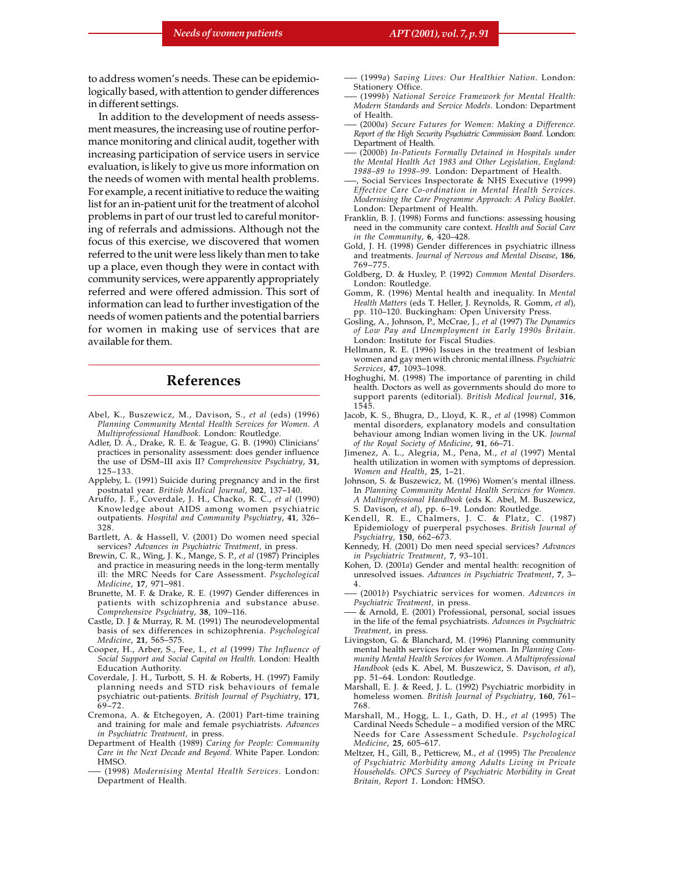to address women's needs. These can be epidemiologically based, with attention to gender differences in different settings.

In addition to the development of needs assessment measures, the increasing use of routine performance monitoring and clinical audit, together with increasing participation of service users in service evaluation, is likely to give us more information on the needs of women with mental health problems. For example, a recent initiative to reduce the waiting list for an in-patient unit for the treatment of alcohol problems in part of our trust led to careful monitoring of referrals and admissions. Although not the focus of this exercise, we discovered that women referred to the unit were less likely than men to take up a place, even though they were in contact with community services, were apparently appropriately referred and were offered admission. This sort of information can lead to further investigation of the needs of women patients and the potential barriers for women in making use of services that are available for them.

## References

Abel, K., Buszewicz, M., Davison, S., *et al* (eds) (1996) *Planning Community Mental Health Services for Women. A Multiprofessional Handbook*. London: Routledge.

Adler, D. A., Drake, R. E. & Teague, G. B. (1990) Clinicians' practices in personality assessment: does gender influence the use of DSM–III axis II? *Comprehensive Psychiatry*, **31**, 125–133.

Appleby, L. (1991) Suicide during pregnancy and in the first postnatal year. *British Medical Journal*, **302**, 137–140.

Aruffo, J. F., Coverdale, J. H., Chacko, R. C., *et al* (1990) Knowledge about AIDS among women psychiatric outpatients. *Hospital and Community Psychiatry*, **41**, 326–328.

Bartlett, A. & Hassell, V. (2001) Do women need special services? *Advances in Psychiatric Treatment,* in press.

Brewin, C. R., Wing, J. K., Mange, S. P., *et al* (1987) Principles and practice in measuring needs in the long-term mentally ill: the MRC Needs for Care Assessment. *Psychological Medicine*, **17**, 971–981.

Brunette, M. F. & Drake, R. E. (1997) Gender differences in patients with schizophrenia and substance abuse. *Comprehensive Psychiatry*, **38**, 109–116.

Castle, D. J & Murray, R. M. (1991) The neurodevelopmental basis of sex differences in schizophrenia. *Psychological Medicine*, **21**, 565–575.

Cooper, H., Arber, S., Fee, I., *et al* (1999) *The Influence of Social Support and Social Capital on Health.* London: Health Education Authority.

Coverdale, J. H., Turbott, S. H. & Roberts, H. (1997) Family planning needs and STD risk behaviours of female psychiatric out-patients. *British Journal of Psychiatry*, **171**, 69–72.

Cremona, A. & Etchegoyen, A. (2001) Part-time training and training for male and female psychiatrists. *Advances in Psychiatric Treatment,* in press.

Department of Health (1989) *Caring for People: Community Care in the Next Decade and Beyond*. White Paper. London: HMSO.

— (1998) *Modernising Mental Health Services*. London: Department of Health.

— (1999*a*) *Saving Lives: Our Healthier Nation*. London: Stationery Office.

— (1999*b*) *National Service Framework for Mental Health: Modern Standards and Service Models*. London: Department of Health.

— (2000*a*) *Secure Futures for Women: Making a Difference. Report of the High Security Psychiatric Commission Board*. London: Department of Health.

— (2000*b*) *In-Patients Formally Detained in Hospitals under the Mental Health Act 1983 and Other Legislation, England: 1988–89 to 1998–99*. London: Department of Health.

—, Social Services Inspectorate & NHS Executive (1999) *Effective Care Co-ordination in Mental Health Services. Modernising the Care Programme Approach: A Policy Booklet*. London: Department of Health.

Franklin, B. J. (1998) Forms and functions: assessing housing need in the community care context. *Health and Social Care in the Community*, **6**, 420–428.

Gold, J. H. (1998) Gender differences in psychiatric illness and treatments. *Journal of Nervous and Mental Disease*, **186**, 769–775.

Goldberg, D. & Huxley, P. (1992) *Common Mental Disorders*. London: Routledge.

Gomm, R. (1996) Mental health and inequality. In *Mental Health Matters* (eds T. Heller, J. Reynolds, R. Gomm, *et al*), pp. 110–120. Buckingham: Open University Press.

Gosling, A., Johnson, P., McCrae, J., *et al* (1997) *The Dynamics of Low Pay and Unemployment in Early 1990s Britain*. London: Institute for Fiscal Studies.

Hellmann, R. E. (1996) Issues in the treatment of lesbian women and gay men with chronic mental illness. *Psychiatric Services*, **47**, 1093–1098.

Hoghughi, M. (1998) The importance of parenting in child health. Doctors as well as governments should do more to support parents (editorial). *British Medical Journal*, **316**, 1545.

Jacob, K. S., Bhugra, D., Lloyd, K. R., *et al* (1998) Common mental disorders, explanatory models and consultation behaviour among Indian women living in the UK. *Journal of the Royal Society of Medicine*, **91**, 66–71.

Jimenez, A. L., Alegria, M., Pena, M., *et al* (1997) Mental health utilization in women with symptoms of depression. *Women and Health*, **25**, 1–21.

Johnson, S. & Buszewicz, M. (1996) Women's mental illness. In *Planning Community Mental Health Services for Women. A Multiprofessional Handbook* (eds K. Abel, M. Buszewicz, S. Davison, *et al*), pp. 6–19. London: Routledge.

Kendell, R. E., Chalmers, J. C. & Platz, C. (1987) Epidemiology of puerperal psychoses. *British Journal of Psychiatry*, **150**, 662–673.

Kennedy, H. (2001) Do men need special services? *Advances in Psychiatric Treatment*, **7**, 93–101.

Kohen, D. (2001*a*) Gender and mental health: recognition of unresolved issues. *Advances in Psychiatric Treatment*, **7**, 3–4.

— (2001*b*) Psychiatric services for women. *Advances in Psychiatric Treatment,* in press.

— & Arnold, E. (2001) Professional, personal, social issues in the life of the femal psychiatrists. *Advances in Psychiatric Treatment,* in press.

Livingston, G. & Blanchard, M. (1996) Planning community mental health services for older women. In *Planning Community Mental Health Services for Women. A Multiprofessional Handbook* (eds K. Abel, M. Buszewicz, S. Davison, *et al*), pp. 51–64. London: Routledge.

Marshall, E. J. & Reed, J. L. (1992) Psychiatric morbidity in homeless women. *British Journal of Psychiatry*, **160**, 761–768.

Marshall, M., Hogg, L. I., Gath, D. H., *et al* (1995) The Cardinal Needs Schedule – a modified version of the MRC Needs for Care Assessment Schedule. *Psychological Medicine*, **25**, 605–617.

Meltzer, H., Gill, B., Petticrew, M., *et al* (1995) *The Prevalence of Psychiatric Morbidity among Adults Living in Private Households. OPCS Survey of Psychiatric Morbidity in Great Britain, Report 1*. London: HMSO.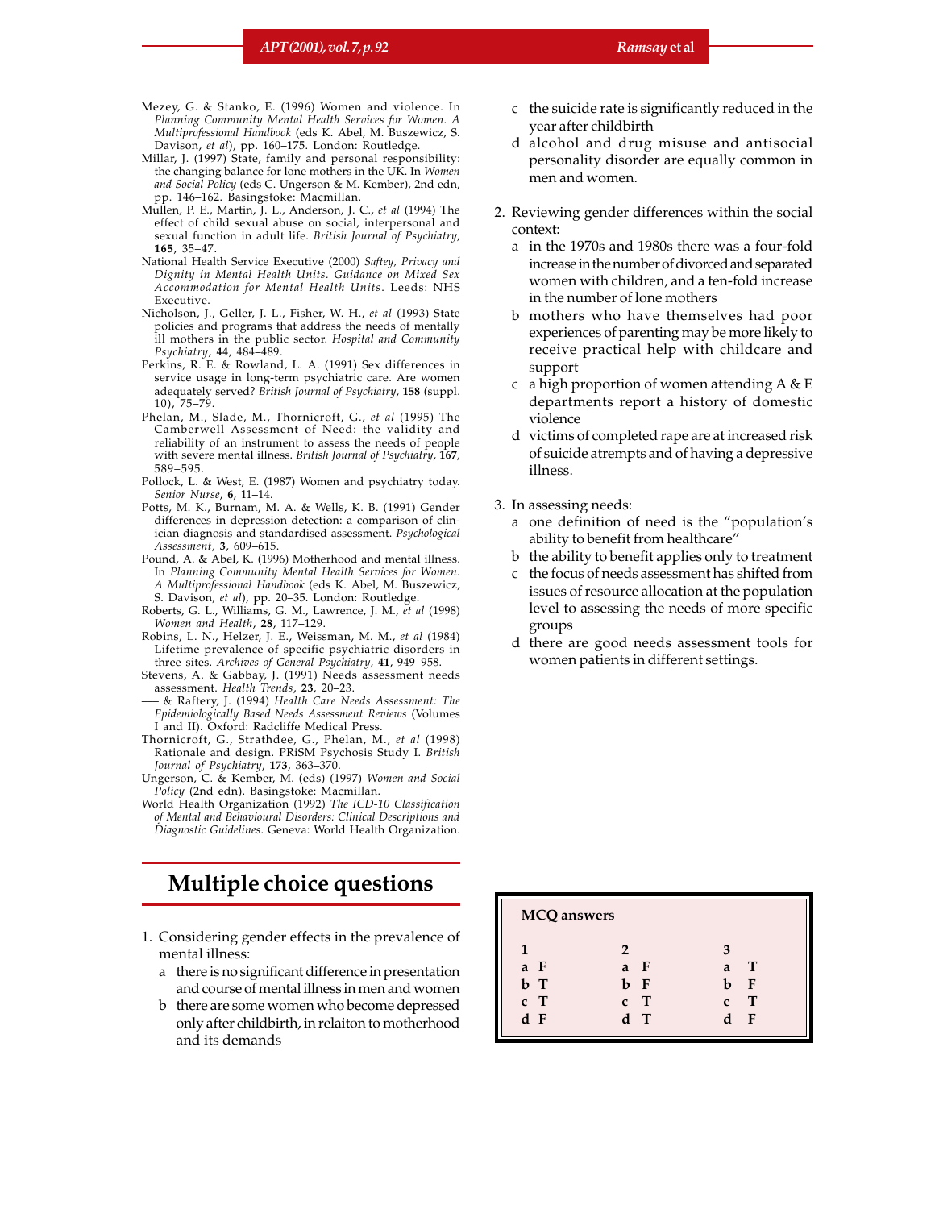Mezey, G. & Stanko, E. (1996) Women and violence. In *Planning Community Mental Health Services for Women. A Multiprofessional Handbook* (eds K. Abel, M. Buszewicz, S. Davison, *et al*), pp. 160–175. London: Routledge.

Millar, J. (1997) State, family and personal responsibility: the changing balance for lone mothers in the UK. In *Women and Social Policy* (eds C. Ungerson & M. Kember), 2nd edn, pp. 146–162. Basingstoke: Macmillan.

Mullen, P. E., Martin, J. L., Anderson, J. C., *et al* (1994) The effect of child sexual abuse on social, interpersonal and sexual function in adult life. *British Journal of Psychiatry*, **165**, 35–47.

National Health Service Executive (2000) *Saftey, Privacy and Dignity in Mental Health Units. Guidance on Mixed Sex Accommodation for Mental Health Units*. Leeds: NHS Executive.

Nicholson, J., Geller, J. L., Fisher, W. H., *et al* (1993) State policies and programs that address the needs of mentally ill mothers in the public sector. *Hospital and Community Psychiatry*, **44**, 484–489.

Perkins, R. E. & Rowland, L. A. (1991) Sex differences in service usage in long-term psychiatric care. Are women adequately served? *British Journal of Psychiatry*, **158** (suppl. 10), 75–79.

Phelan, M., Slade, M., Thornicroft, G., *et al* (1995) The Camberwell Assessment of Need: the validity and reliability of an instrument to assess the needs of people with severe mental illness. *British Journal of Psychiatry*, **167**, 589–595.

Pollock, L. & West, E. (1987) Women and psychiatry today. *Senior Nurse*, **6**, 11–14.

Potts, M. K., Burnam, M. A. & Wells, K. B. (1991) Gender differences in depression detection: a comparison of clinician diagnosis and standardised assessment. *Psychological Assessment*, **3**, 609–615.

Pound, A. & Abel, K. (1996) Motherhood and mental illness. In *Planning Community Mental Health Services for Women. A Multiprofessional Handbook* (eds K. Abel, M. Buszewicz, S. Davison, *et al*), pp. 20–35. London: Routledge.

Roberts, G. L., Williams, G. M., Lawrence, J. M., *et al* (1998) *Women and Health*, **28**, 117–129.

Robins, L. N., Helzer, J. E., Weissman, M. M., *et al* (1984) Lifetime prevalence of specific psychiatric disorders in three sites. *Archives of General Psychiatry*, **41**, 949–958.

Stevens, A. & Gabbay, J. (1991) Needs assessment needs assessment. *Health Trends*, **23**, 20–23.

— & Raftery, J. (1994) *Health Care Needs Assessment: The Epidemiologically Based Needs Assessment Reviews* (Volumes I and II). Oxford: Radcliffe Medical Press.

Thornicroft, G., Strathdee, G., Phelan, M., *et al* (1998) Rationale and design. PRiSM Psychosis Study I. *British Journal of Psychiatry*, **173**, 363–370.

Ungerson, C. & Kember, M. (eds) (1997) *Women and Social Policy* (2nd edn). Basingstoke: Macmillan.

World Health Organization (1992) *The ICD-10 Classification of Mental and Behavioural Disorders: Clinical Descriptions and Diagnostic Guidelines*. Geneva: World Health Organization.

## Multiple choice questions

1. Considering gender effects in the prevalence of mental illness:
   a there is no significant difference in presentation and course of mental illness in men and women
   b there are some women who become depressed only after childbirth, in relaiton to motherhood and its demands
   c the suicide rate is significantly reduced in the year after childbirth
   d alcohol and drug misuse and antisocial personality disorder are equally common in men and women.

2. Reviewing gender differences within the social context:
   a in the 1970s and 1980s there was a four-fold increase in the number of divorced and separated women with children, and a ten-fold increase in the number of lone mothers
   b mothers who have themselves had poor experiences of parenting may be more likely to receive practical help with childcare and support
   c a high proportion of women attending A & E departments report a history of domestic violence
   d victims of completed rape are at increased risk of suicide atrempts and of having a depressive illness.

3. In assessing needs:
   a one definition of need is the "population's ability to benefit from healthcare"
   b the ability to benefit applies only to treatment
   c the focus of needs assessment has shifted from issues of resource allocation at the population level to assessing the needs of more specific groups
   d there are good needs assessment tools for women patients in different settings.

**MCQ answers**

| 1 | | 2 | | 3 | |
|---|---|---|---|---|---|
| a | F | a | F | a | T |
| b | T | b | F | b | F |
| c | T | c | T | c | T |
| d | F | d | T | d | F |